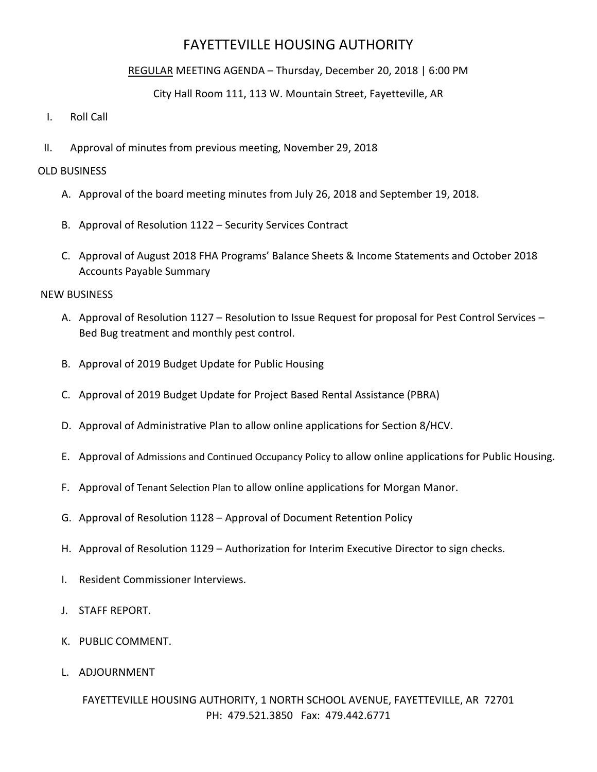# FAYETTEVILLE HOUSING AUTHORITY

<u>REGULAR</u> MEETING AGENDA – Thursday, December 20, 2018 | 6:00 PM

City Hall Room 111, 113 W. Mountain Street, Fayetteville, AR

I. Roll Call

II. Approval of minutes from previous meeting, November 29, 2018

## OLD BUSINESS

A. Approval of the board meeting minutes from July 26, 2018 and September 19, 2018.

B. Approval of Resolution 1122 – Security Services Contract

C. Approval of August 2018 FHA Programs' Balance Sheets & Income Statements and October 2018 Accounts Payable Summary

## NEW BUSINESS

A. Approval of Resolution 1127 – Resolution to Issue Request for proposal for Pest Control Services – Bed Bug treatment and monthly pest control.

B. Approval of 2019 Budget Update for Public Housing

C. Approval of 2019 Budget Update for Project Based Rental Assistance (PBRA)

D. Approval of Administrative Plan to allow online applications for Section 8/HCV.

E. Approval of Admissions and Continued Occupancy Policy to allow online applications for Public Housing.

F. Approval of Tenant Selection Plan to allow online applications for Morgan Manor.

G. Approval of Resolution 1128 – Approval of Document Retention Policy

H. Approval of Resolution 1129 – Authorization for Interim Executive Director to sign checks.

I. Resident Commissioner Interviews.

J. STAFF REPORT.

K. PUBLIC COMMENT.

L. ADJOURNMENT

FAYETTEVILLE HOUSING AUTHORITY, 1 NORTH SCHOOL AVENUE, FAYETTEVILLE, AR 72701
PH: 479.521.3850 Fax: 479.442.6771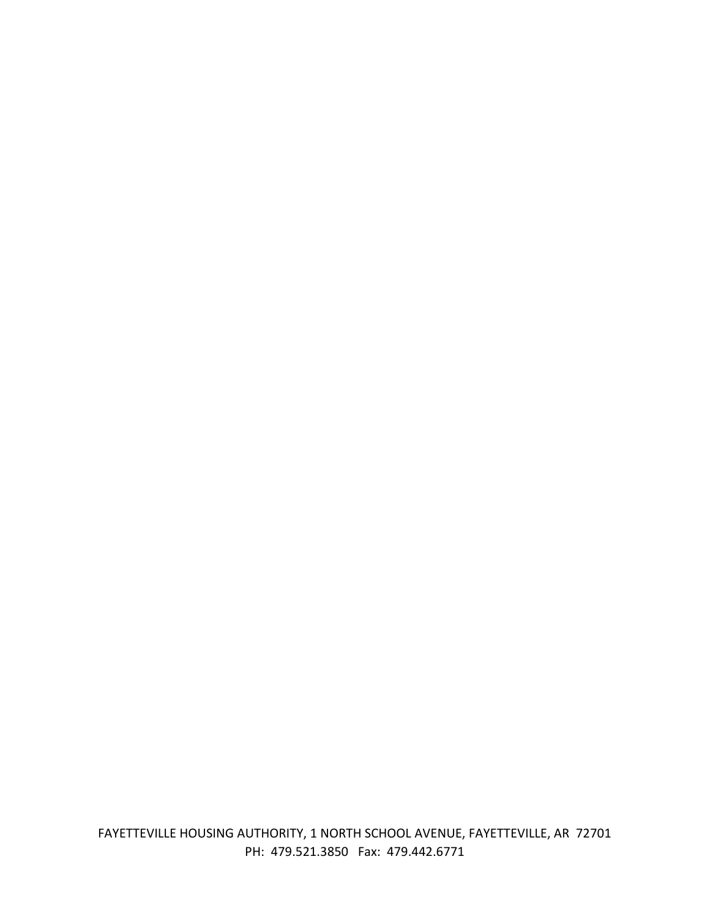FAYETTEVILLE HOUSING AUTHORITY, 1 NORTH SCHOOL AVENUE, FAYETTEVILLE, AR 72701

PH: 479.521.3850 Fax: 479.442.6771